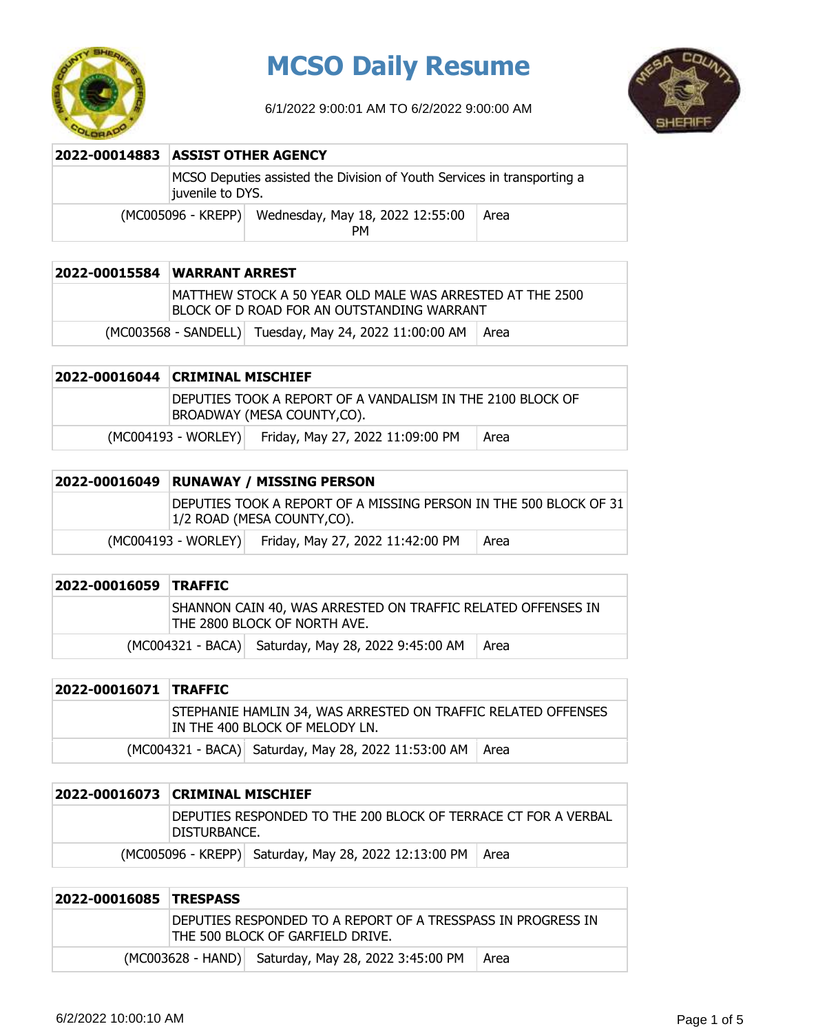# MCSO Daily Resume

6/1/2022 9:00:01 AM TO 6/2/2022 9:00:00 AM

| 2022-00014883 | ASSIST OTHER AGENCY | |
|---|---|---|
| | MCSO Deputies assisted the Division of Youth Services in transporting a juvenile to DYS. | |
| (MC005096 - KREPP) | Wednesday, May 18, 2022 12:55:00 PM | Area |

| 2022-00015584 | WARRANT ARREST | |
|---|---|---|
| | MATTHEW STOCK A 50 YEAR OLD MALE WAS ARRESTED AT THE 2500 BLOCK OF D ROAD FOR AN OUTSTANDING WARRANT | |
| (MC003568 - SANDELL) | Tuesday, May 24, 2022 11:00:00 AM | Area |

| 2022-00016044 | CRIMINAL MISCHIEF | |
|---|---|---|
| | DEPUTIES TOOK A REPORT OF A VANDALISM IN THE 2100 BLOCK OF BROADWAY (MESA COUNTY,CO). | |
| (MC004193 - WORLEY) | Friday, May 27, 2022 11:09:00 PM | Area |

| 2022-00016049 | RUNAWAY / MISSING PERSON | |
|---|---|---|
| | DEPUTIES TOOK A REPORT OF A MISSING PERSON IN THE 500 BLOCK OF 31 1/2 ROAD (MESA COUNTY,CO). | |
| (MC004193 - WORLEY) | Friday, May 27, 2022 11:42:00 PM | Area |

| 2022-00016059 | TRAFFIC | |
|---|---|---|
| | SHANNON CAIN 40, WAS ARRESTED ON TRAFFIC RELATED OFFENSES IN THE 2800 BLOCK OF NORTH AVE. | |
| (MC004321 - BACA) | Saturday, May 28, 2022 9:45:00 AM | Area |

| 2022-00016071 | TRAFFIC | |
|---|---|---|
| | STEPHANIE HAMLIN 34, WAS ARRESTED ON TRAFFIC RELATED OFFENSES IN THE 400 BLOCK OF MELODY LN. | |
| (MC004321 - BACA) | Saturday, May 28, 2022 11:53:00 AM | Area |

| 2022-00016073 | CRIMINAL MISCHIEF | |
|---|---|---|
| | DEPUTIES RESPONDED TO THE 200 BLOCK OF TERRACE CT FOR A VERBAL DISTURBANCE. | |
| (MC005096 - KREPP) | Saturday, May 28, 2022 12:13:00 PM | Area |

| 2022-00016085 | TRESPASS | |
|---|---|---|
| | DEPUTIES RESPONDED TO A REPORT OF A TRESSPASS IN PROGRESS IN THE 500 BLOCK OF GARFIELD DRIVE. | |
| (MC003628 - HAND) | Saturday, May 28, 2022 3:45:00 PM | Area |

6/2/2022 10:00:10 AM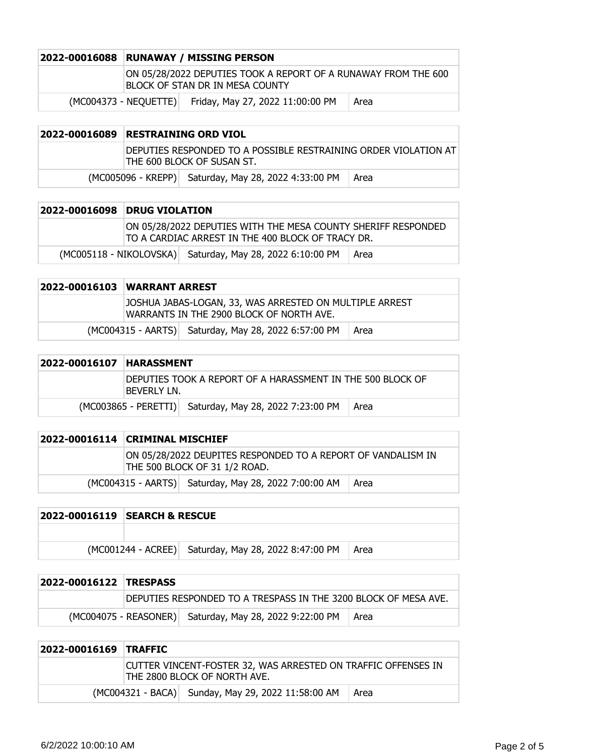| 2022-00016088 | RUNAWAY / MISSING PERSON | |
|---|---|---|
| | ON 05/28/2022 DEPUTIES TOOK A REPORT OF A RUNAWAY FROM THE 600 BLOCK OF STAN DR IN MESA COUNTY | |
| (MC004373 - NEQUETTE) | Friday, May 27, 2022 11:00:00 PM | Area |

| 2022-00016089 | RESTRAINING ORD VIOL | |
|---|---|---|
| | DEPUTIES RESPONDED TO A POSSIBLE RESTRAINING ORDER VIOLATION AT THE 600 BLOCK OF SUSAN ST. | |
| (MC005096 - KREPP) | Saturday, May 28, 2022 4:33:00 PM | Area |

| 2022-00016098 | DRUG VIOLATION | |
|---|---|---|
| | ON 05/28/2022 DEPUTIES WITH THE MESA COUNTY SHERIFF RESPONDED TO A CARDIAC ARREST IN THE 400 BLOCK OF TRACY DR. | |
| (MC005118 - NIKOLOVSKA) | Saturday, May 28, 2022 6:10:00 PM | Area |

| 2022-00016103 | WARRANT ARREST | |
|---|---|---|
| | JOSHUA JABAS-LOGAN, 33, WAS ARRESTED ON MULTIPLE ARREST WARRANTS IN THE 2900 BLOCK OF NORTH AVE. | |
| (MC004315 - AARTS) | Saturday, May 28, 2022 6:57:00 PM | Area |

| 2022-00016107 | HARASSMENT | |
|---|---|---|
| | DEPUTIES TOOK A REPORT OF A HARASSMENT IN THE 500 BLOCK OF BEVERLY LN. | |
| (MC003865 - PERETTI) | Saturday, May 28, 2022 7:23:00 PM | Area |

| 2022-00016114 | CRIMINAL MISCHIEF | |
|---|---|---|
| | ON 05/28/2022 DEUPITES RESPONDED TO A REPORT OF VANDALISM IN THE 500 BLOCK OF 31 1/2 ROAD. | |
| (MC004315 - AARTS) | Saturday, May 28, 2022 7:00:00 AM | Area |

| 2022-00016119 | SEARCH & RESCUE | |
|---|---|---|
| | | |
| (MC001244 - ACREE) | Saturday, May 28, 2022 8:47:00 PM | Area |

| 2022-00016122 | TRESPASS | |
|---|---|---|
| | DEPUTIES RESPONDED TO A TRESPASS IN THE 3200 BLOCK OF MESA AVE. | |
| (MC004075 - REASONER) | Saturday, May 28, 2022 9:22:00 PM | Area |

| 2022-00016169 | TRAFFIC | |
|---|---|---|
| | CUTTER VINCENT-FOSTER 32, WAS ARRESTED ON TRAFFIC OFFENSES IN THE 2800 BLOCK OF NORTH AVE. | |
| (MC004321 - BACA) | Sunday, May 29, 2022 11:58:00 AM | Area |

6/2/2022 10:00:10 AM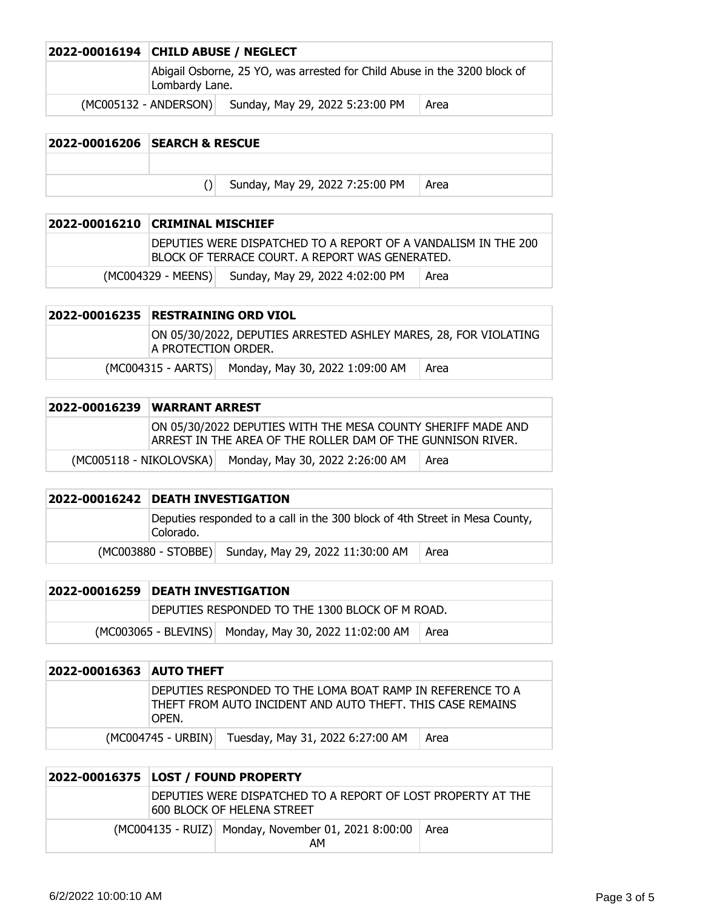| 2022-00016194 | CHILD ABUSE / NEGLECT | |
|---|---|---|
| | Abigail Osborne, 25 YO, was arrested for Child Abuse in the 3200 block of Lombardy Lane. | |
| (MC005132 - ANDERSON) | Sunday, May 29, 2022 5:23:00 PM | Area |

| 2022-00016206 | SEARCH & RESCUE | |
|---|---|---|
| | | |
| () | Sunday, May 29, 2022 7:25:00 PM | Area |

| 2022-00016210 | CRIMINAL MISCHIEF | |
|---|---|---|
| | DEPUTIES WERE DISPATCHED TO A REPORT OF A VANDALISM IN THE 200 BLOCK OF TERRACE COURT. A REPORT WAS GENERATED. | |
| (MC004329 - MEENS) | Sunday, May 29, 2022 4:02:00 PM | Area |

| 2022-00016235 | RESTRAINING ORD VIOL | |
|---|---|---|
| | ON 05/30/2022, DEPUTIES ARRESTED ASHLEY MARES, 28, FOR VIOLATING A PROTECTION ORDER. | |
| (MC004315 - AARTS) | Monday, May 30, 2022 1:09:00 AM | Area |

| 2022-00016239 | WARRANT ARREST | |
|---|---|---|
| | ON 05/30/2022 DEPUTIES WITH THE MESA COUNTY SHERIFF MADE AND ARREST IN THE AREA OF THE ROLLER DAM OF THE GUNNISON RIVER. | |
| (MC005118 - NIKOLOVSKA) | Monday, May 30, 2022 2:26:00 AM | Area |

| 2022-00016242 | DEATH INVESTIGATION | |
|---|---|---|
| | Deputies responded to a call in the 300 block of 4th Street in Mesa County, Colorado. | |
| (MC003880 - STOBBE) | Sunday, May 29, 2022 11:30:00 AM | Area |

| 2022-00016259 | DEATH INVESTIGATION | |
|---|---|---|
| | DEPUTIES RESPONDED TO THE 1300 BLOCK OF M ROAD. | |
| (MC003065 - BLEVINS) | Monday, May 30, 2022 11:02:00 AM | Area |

| 2022-00016363 | AUTO THEFT | |
|---|---|---|
| | DEPUTIES RESPONDED TO THE LOMA BOAT RAMP IN REFERENCE TO A THEFT FROM AUTO INCIDENT AND AUTO THEFT. THIS CASE REMAINS OPEN. | |
| (MC004745 - URBIN) | Tuesday, May 31, 2022 6:27:00 AM | Area |

| 2022-00016375 | LOST / FOUND PROPERTY | |
|---|---|---|
| | DEPUTIES WERE DISPATCHED TO A REPORT OF LOST PROPERTY AT THE 600 BLOCK OF HELENA STREET | |
| (MC004135 - RUIZ) | Monday, November 01, 2021 8:00:00 AM | Area |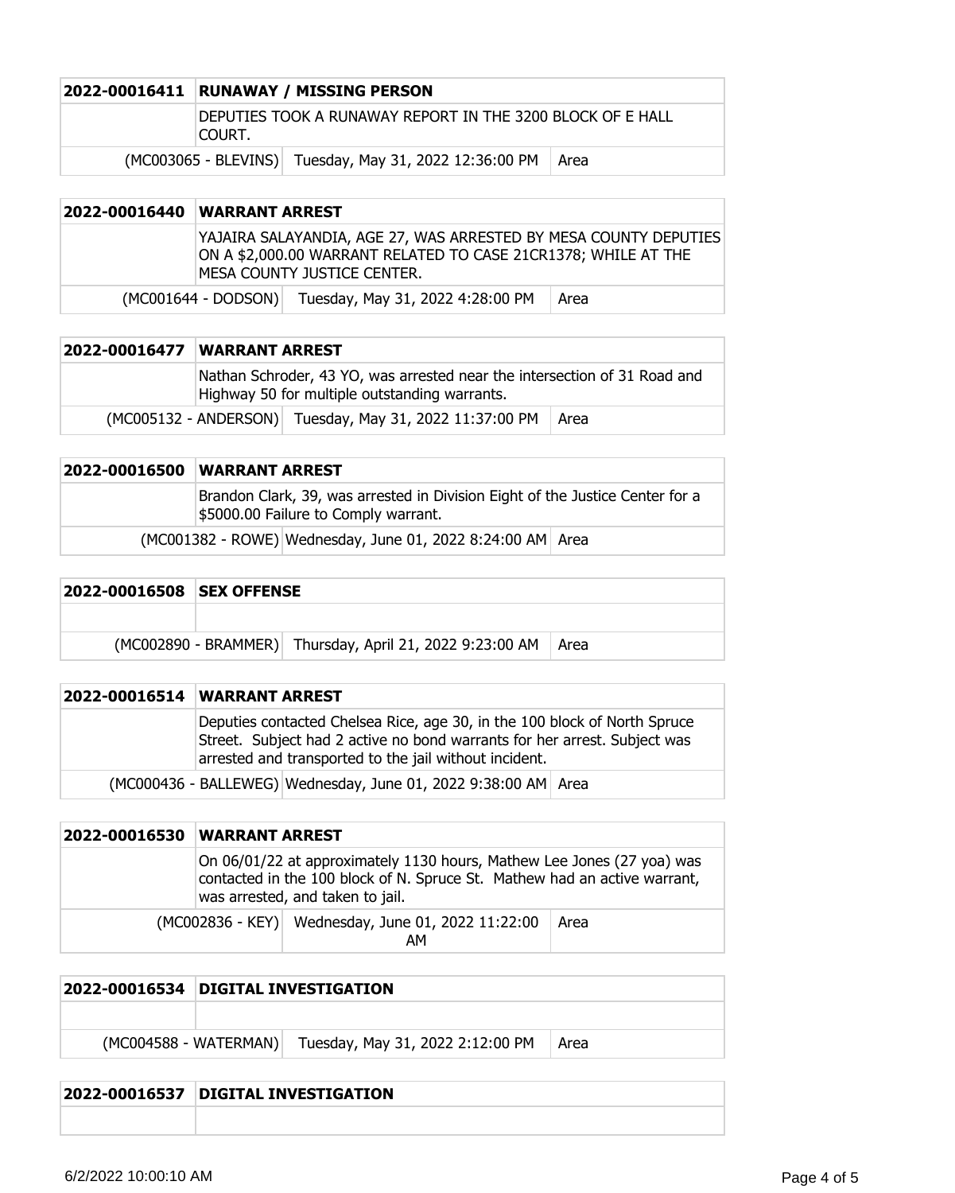| 2022-00016411 | RUNAWAY / MISSING PERSON | |
|---|---|---|
| | DEPUTIES TOOK A RUNAWAY REPORT IN THE 3200 BLOCK OF E HALL COURT. | |
| (MC003065 - BLEVINS) | Tuesday, May 31, 2022 12:36:00 PM | Area |

| 2022-00016440 | WARRANT ARREST | |
|---|---|---|
| | YAJAIRA SALAYANDIA, AGE 27, WAS ARRESTED BY MESA COUNTY DEPUTIES ON A $2,000.00 WARRANT RELATED TO CASE 21CR1378; WHILE AT THE MESA COUNTY JUSTICE CENTER. | |
| (MC001644 - DODSON) | Tuesday, May 31, 2022 4:28:00 PM | Area |

| 2022-00016477 | WARRANT ARREST | |
|---|---|---|
| | Nathan Schroder, 43 YO, was arrested near the intersection of 31 Road and Highway 50 for multiple outstanding warrants. | |
| (MC005132 - ANDERSON) | Tuesday, May 31, 2022 11:37:00 PM | Area |

| 2022-00016500 | WARRANT ARREST | |
|---|---|---|
| | Brandon Clark, 39, was arrested in Division Eight of the Justice Center for a $5000.00 Failure to Comply warrant. | |
| (MC001382 - ROWE) | Wednesday, June 01, 2022 8:24:00 AM | Area |

| 2022-00016508 | SEX OFFENSE | |
|---|---|---|
| | | |
| (MC002890 - BRAMMER) | Thursday, April 21, 2022 9:23:00 AM | Area |

| 2022-00016514 | WARRANT ARREST | |
|---|---|---|
| | Deputies contacted Chelsea Rice, age 30, in the 100 block of North Spruce Street. Subject had 2 active no bond warrants for her arrest. Subject was arrested and transported to the jail without incident. | |
| (MC000436 - BALLEWEG) | Wednesday, June 01, 2022 9:38:00 AM | Area |

| 2022-00016530 | WARRANT ARREST | |
|---|---|---|
| | On 06/01/22 at approximately 1130 hours, Mathew Lee Jones (27 yoa) was contacted in the 100 block of N. Spruce St. Mathew had an active warrant, was arrested, and taken to jail. | |
| (MC002836 - KEY) | Wednesday, June 01, 2022 11:22:00 AM | Area |

| 2022-00016534 | DIGITAL INVESTIGATION | |
|---|---|---|
| | | |
| (MC004588 - WATERMAN) | Tuesday, May 31, 2022 2:12:00 PM | Area |

| 2022-00016537 | DIGITAL INVESTIGATION |
|---|---|
| | |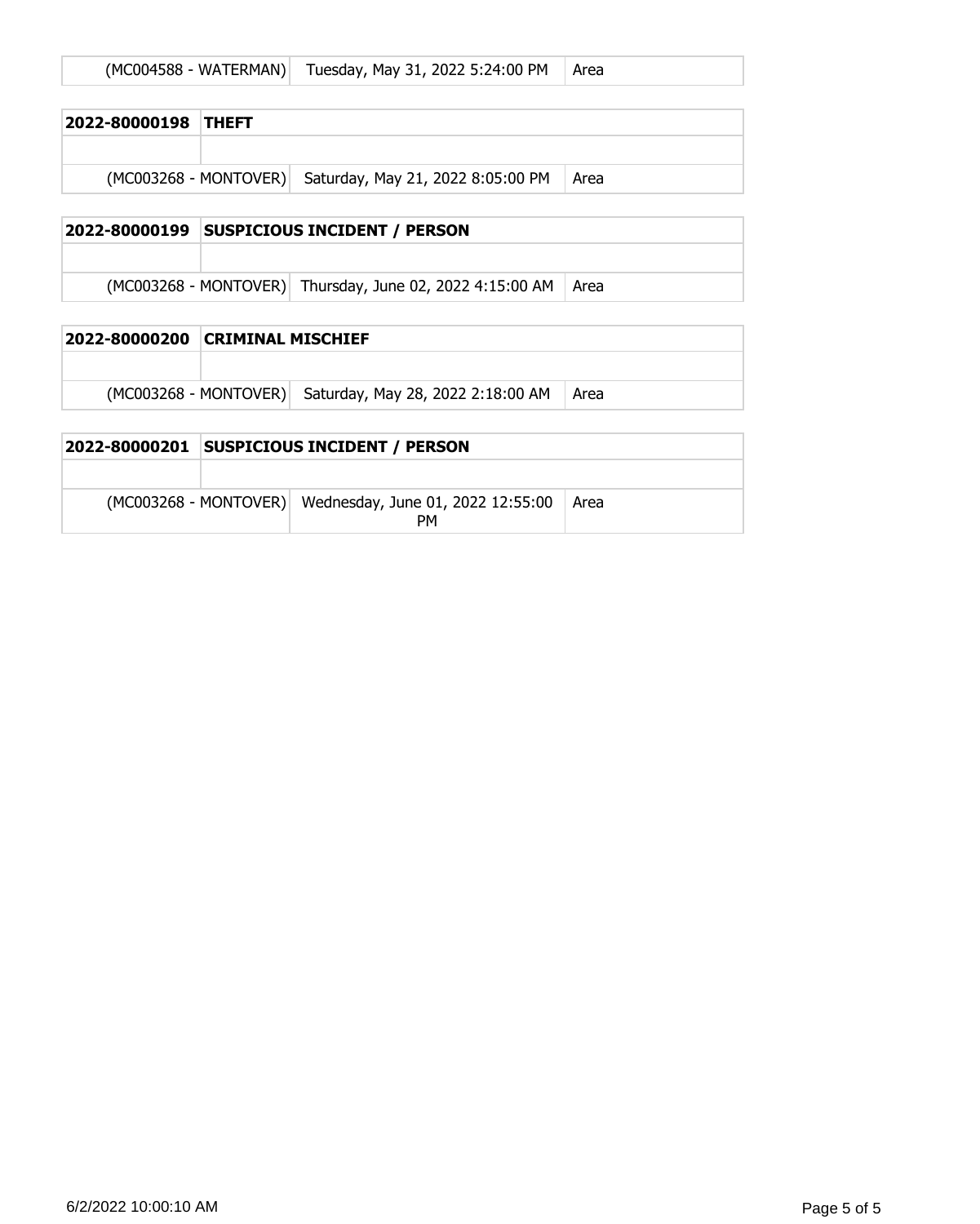| | | | |
|---|---|---|---|
| | (MC004588 - WATERMAN) | Tuesday, May 31, 2022 5:24:00 PM | Area |

| **2022-80000198** | **THEFT** | | |
|---|---|---|---|
| | | | |
| | (MC003268 - MONTOVER) | Saturday, May 21, 2022 8:05:00 PM | Area |

| **2022-80000199** | **SUSPICIOUS INCIDENT / PERSON** | | |
|---|---|---|---|
| | | | |
| | (MC003268 - MONTOVER) | Thursday, June 02, 2022 4:15:00 AM | Area |

| **2022-80000200** | **CRIMINAL MISCHIEF** | | |
|---|---|---|---|
| | | | |
| | (MC003268 - MONTOVER) | Saturday, May 28, 2022 2:18:00 AM | Area |

| **2022-80000201** | **SUSPICIOUS INCIDENT / PERSON** | | |
|---|---|---|---|
| | | | |
| | (MC003268 - MONTOVER) | Wednesday, June 01, 2022 12:55:00 PM | Area |

6/2/2022 10:00:10 AM